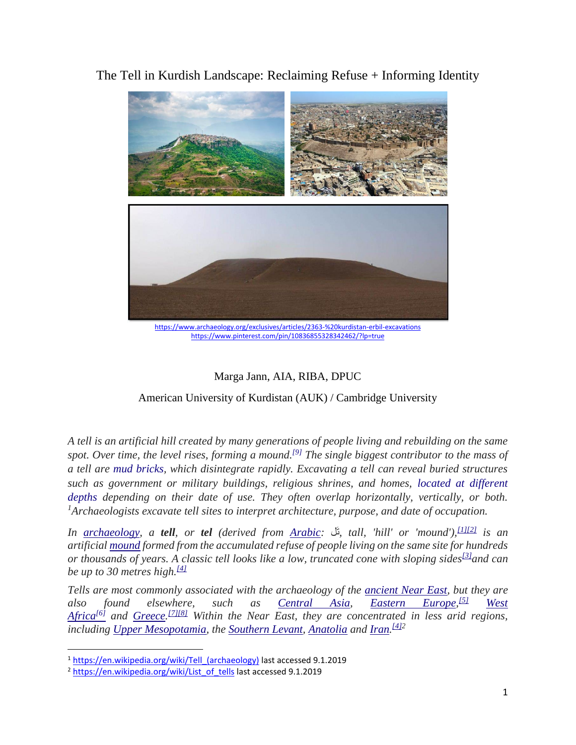# The Tell in Kurdish Landscape: Reclaiming Refuse + Informing Identity

https://www.archaeology.org/exclusives/articles/2363-%20kurdistan-erbil-excavations
https://www.pinterest.com/pin/108368553283424627/?lp=true

Marga Jann, AIA, RIBA, DPUC

American University of Kurdistan (AUK) / Cambridge University

*A tell is an artificial hill created by many generations of people living and rebuilding on the same spot. Over time, the level rises, forming a mound.[9] The single biggest contributor to the mass of a tell are mud bricks, which disintegrate rapidly. Excavating a tell can reveal buried structures such as government or military buildings, religious shrines, and homes, located at different depths depending on their date of use. They often overlap horizontally, vertically, or both. [1]Archaeologists excavate tell sites to interpret architecture, purpose, and date of occupation.*

*In archaeology, a **tell**, or **tel** (derived from Arabic: تَل, tall, 'hill' or 'mound'),[1][2] is an artificial mound formed from the accumulated refuse of people living on the same site for hundreds or thousands of years. A classic tell looks like a low, truncated cone with sloping sides[3] and can be up to 30 metres high.[4]*

*Tells are most commonly associated with the archaeology of the ancient Near East, but they are also found elsewhere, such as Central Asia, Eastern Europe,[5] West Africa[6] and Greece.[7][8] Within the Near East, they are concentrated in less arid regions, including Upper Mesopotamia, the Southern Levant, Anatolia and Iran.[4][2]*

---

[1] https://en.wikipedia.org/wiki/Tell_(archaeology) last accessed 9.1.2019

[2] https://en.wikipedia.org/wiki/List_of_tells last accessed 9.1.2019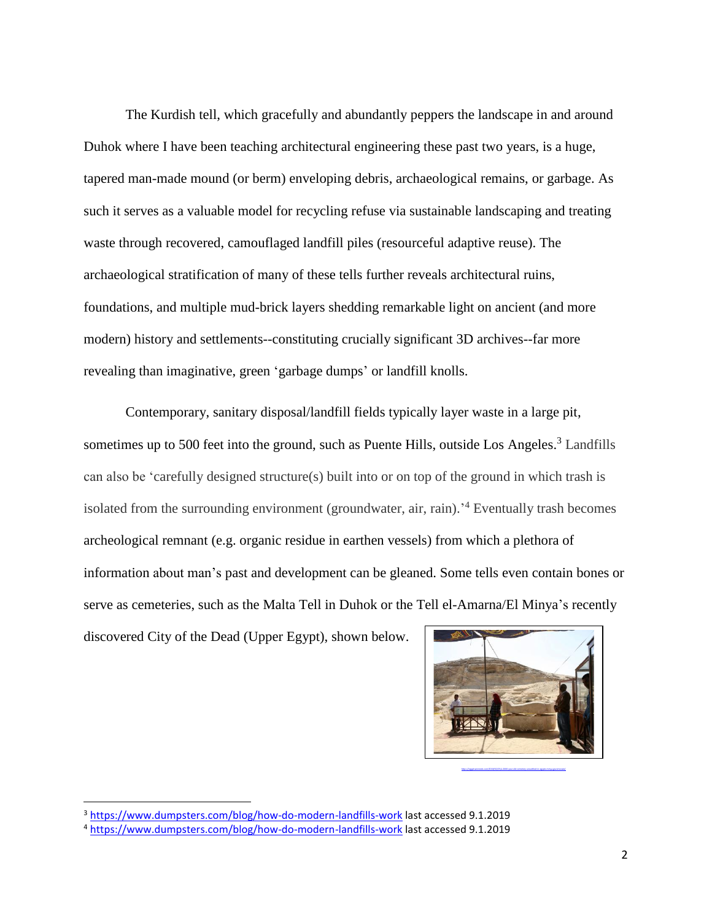The Kurdish tell, which gracefully and abundantly peppers the landscape in and around Duhok where I have been teaching architectural engineering these past two years, is a huge, tapered man-made mound (or berm) enveloping debris, archaeological remains, or garbage. As such it serves as a valuable model for recycling refuse via sustainable landscaping and treating waste through recovered, camouflaged landfill piles (resourceful adaptive reuse). The archaeological stratification of many of these tells further reveals architectural ruins, foundations, and multiple mud-brick layers shedding remarkable light on ancient (and more modern) history and settlements--constituting crucially significant 3D archives--far more revealing than imaginative, green 'garbage dumps' or landfill knolls.

Contemporary, sanitary disposal/landfill fields typically layer waste in a large pit, sometimes up to 500 feet into the ground, such as Puente Hills, outside Los Angeles.[3] Landfills can also be 'carefully designed structure(s) built into or on top of the ground in which trash is isolated from the surrounding environment (groundwater, air, rain).'[4] Eventually trash becomes archeological remnant (e.g. organic residue in earthen vessels) from which a plethora of information about man's past and development can be gleaned. Some tells even contain bones or serve as cemeteries, such as the Malta Tell in Duhok or the Tell el-Amarna/El Minya's recently discovered City of the Dead (Upper Egypt), shown below.

---

[3] https://www.dumpsters.com/blog/how-do-modern-landfills-work last accessed 9.1.2019

[4] https://www.dumpsters.com/blog/how-do-modern-landfills-work last accessed 9.1.2019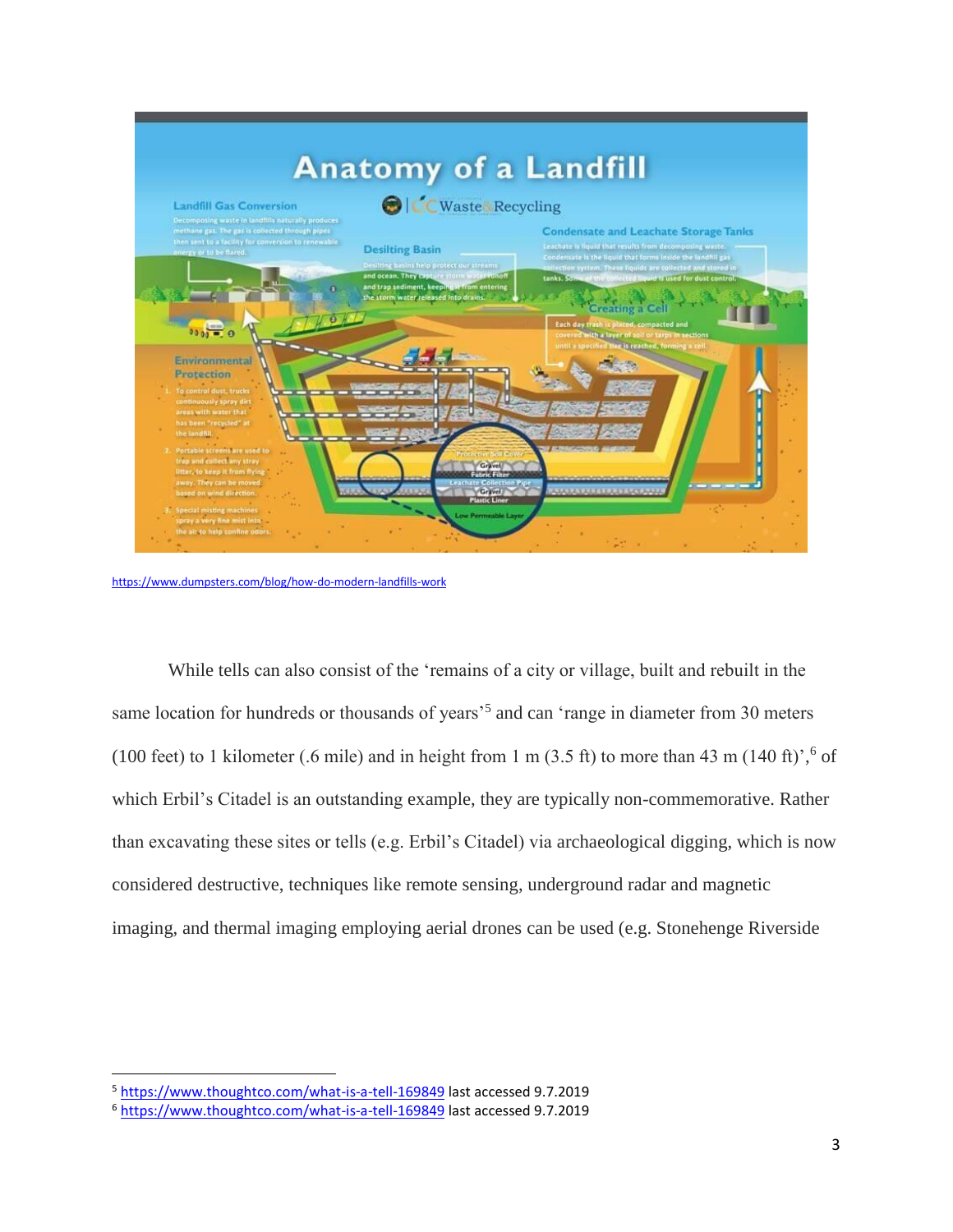https://www.dumpsters.com/blog/how-do-modern-landfills-work

While tells can also consist of the 'remains of a city or village, built and rebuilt in the same location for hundreds or thousands of years'[5] and can 'range in diameter from 30 meters (100 feet) to 1 kilometer (.6 mile) and in height from 1 m (3.5 ft) to more than 43 m (140 ft)',[6] of which Erbil's Citadel is an outstanding example, they are typically non-commemorative. Rather than excavating these sites or tells (e.g. Erbil's Citadel) via archaeological digging, which is now considered destructive, techniques like remote sensing, underground radar and magnetic imaging, and thermal imaging employing aerial drones can be used (e.g. Stonehenge Riverside

---

[5] https://www.thoughtco.com/what-is-a-tell-169849 last accessed 9.7.2019

[6] https://www.thoughtco.com/what-is-a-tell-169849 last accessed 9.7.2019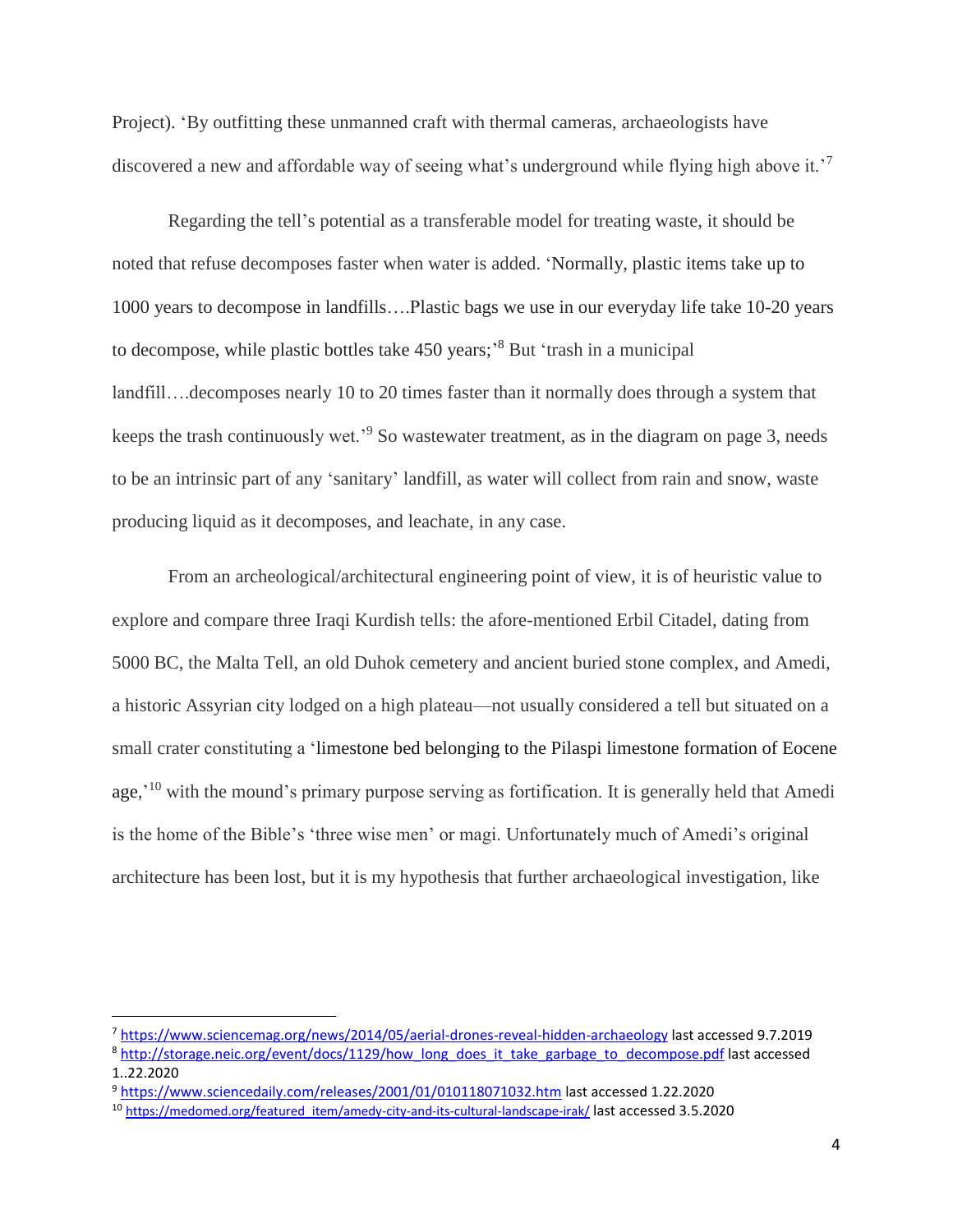Project). 'By outfitting these unmanned craft with thermal cameras, archaeologists have discovered a new and affordable way of seeing what's underground while flying high above it.'[7]

Regarding the tell's potential as a transferable model for treating waste, it should be noted that refuse decomposes faster when water is added. 'Normally, plastic items take up to 1000 years to decompose in landfills….Plastic bags we use in our everyday life take 10-20 years to decompose, while plastic bottles take 450 years;'[8] But 'trash in a municipal landfill….decomposes nearly 10 to 20 times faster than it normally does through a system that keeps the trash continuously wet.'[9] So wastewater treatment, as in the diagram on page 3, needs to be an intrinsic part of any 'sanitary' landfill, as water will collect from rain and snow, waste producing liquid as it decomposes, and leachate, in any case.

From an archeological/architectural engineering point of view, it is of heuristic value to explore and compare three Iraqi Kurdish tells: the afore-mentioned Erbil Citadel, dating from 5000 BC, the Malta Tell, an old Duhok cemetery and ancient buried stone complex, and Amedi, a historic Assyrian city lodged on a high plateau—not usually considered a tell but situated on a small crater constituting a 'limestone bed belonging to the Pilaspi limestone formation of Eocene age,'[10] with the mound's primary purpose serving as fortification. It is generally held that Amedi is the home of the Bible's 'three wise men' or magi. Unfortunately much of Amedi's original architecture has been lost, but it is my hypothesis that further archaeological investigation, like

---

[7] https://www.sciencemag.org/news/2014/05/aerial-drones-reveal-hidden-archaeology last accessed 9.7.2019

[8] http://storage.neic.org/event/docs/1129/how_long_does_it_take_garbage_to_decompose.pdf last accessed 1..22.2020

[9] https://www.sciencedaily.com/releases/2001/01/010118071032.htm last accessed 1.22.2020

[10] https://medomed.org/featured_item/amedy-city-and-its-cultural-landscape-irak/ last accessed 3.5.2020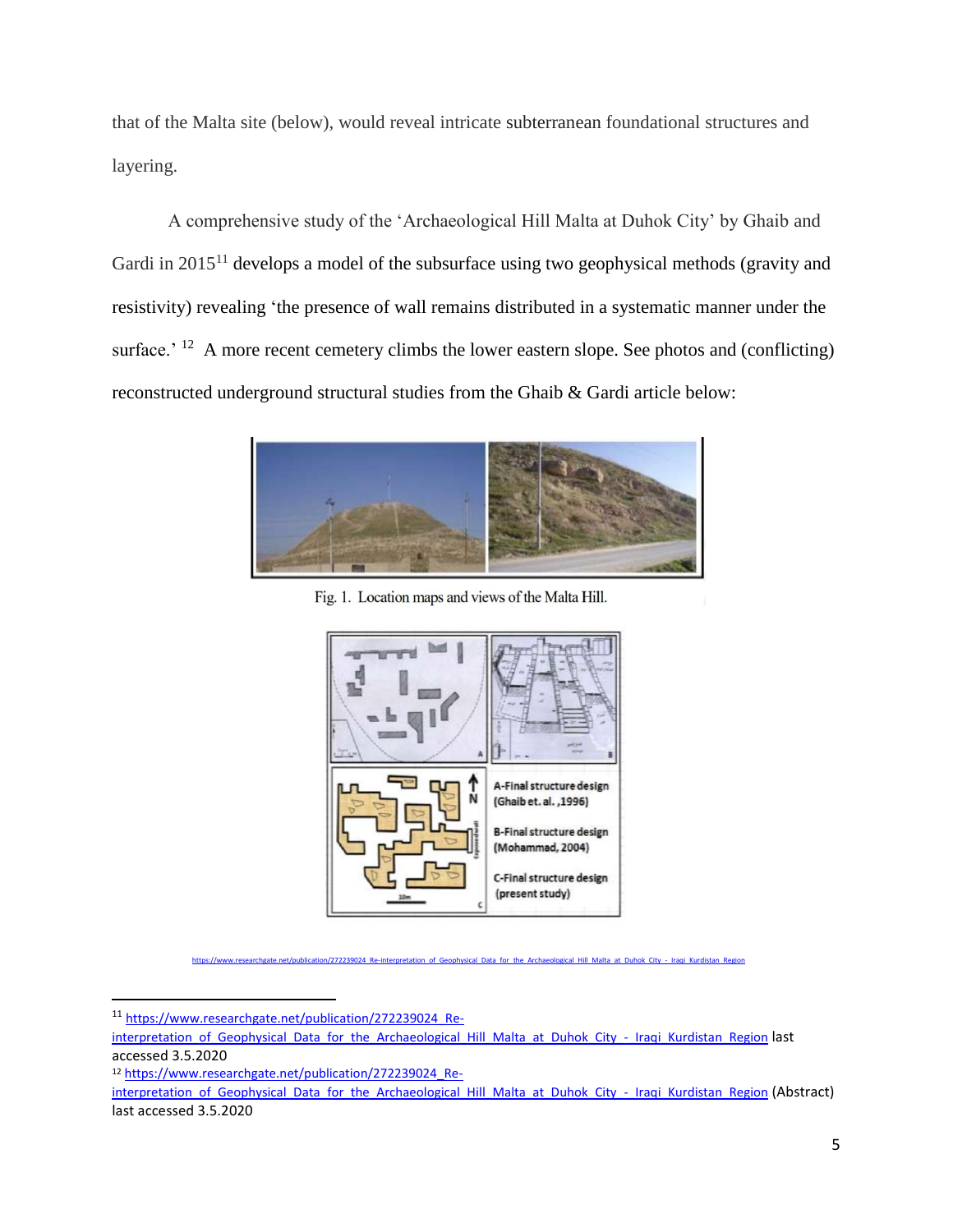that of the Malta site (below), would reveal intricate subterranean foundational structures and layering.

A comprehensive study of the 'Archaeological Hill Malta at Duhok City' by Ghaib and Gardi in 2015[11] develops a model of the subsurface using two geophysical methods (gravity and resistivity) revealing 'the presence of wall remains distributed in a systematic manner under the surface.' [12] A more recent cemetery climbs the lower eastern slope. See photos and (conflicting) reconstructed underground structural studies from the Ghaib & Gardi article below:

Fig. 1. Location maps and views of the Malta Hill.

A-Final structure design (Ghaib et. al., 1996)

B-Final structure design (Mohammad, 2004)

C-Final structure design (present study)

https://www.researchgate.net/publication/272239024_Re-interpretation_of_Geophysical_Data_for_the_Archaeological_Hill_Malta_at_Duhok_City_-_Iraqi_Kurdistan_Region

---

[11] https://www.researchgate.net/publication/272239024_Re-interpretation_of_Geophysical_Data_for_the_Archaeological_Hill_Malta_at_Duhok_City_-_Iraqi_Kurdistan_Region last accessed 3.5.2020

[12] https://www.researchgate.net/publication/272239024_Re-interpretation_of_Geophysical_Data_for_the_Archaeological_Hill_Malta_at_Duhok_City_-_Iraqi_Kurdistan_Region (Abstract) last accessed 3.5.2020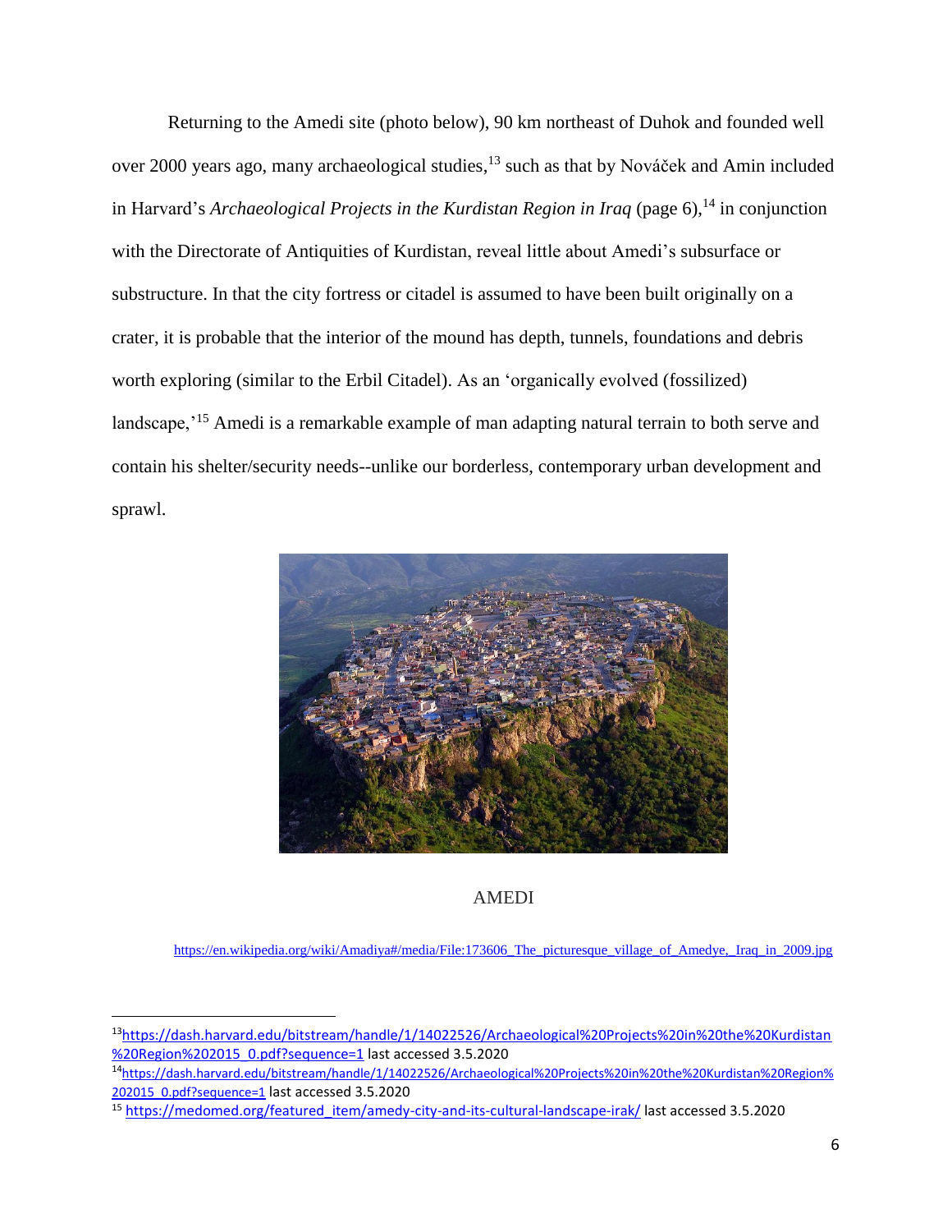Returning to the Amedi site (photo below), 90 km northeast of Duhok and founded well over 2000 years ago, many archaeological studies,[13] such as that by Nováček and Amin included in Harvard's *Archaeological Projects in the Kurdistan Region in Iraq* (page 6),[14] in conjunction with the Directorate of Antiquities of Kurdistan, reveal little about Amedi's subsurface or substructure. In that the city fortress or citadel is assumed to have been built originally on a crater, it is probable that the interior of the mound has depth, tunnels, foundations and debris worth exploring (similar to the Erbil Citadel). As an 'organically evolved (fossilized) landscape,'[15] Amedi is a remarkable example of man adapting natural terrain to both serve and contain his shelter/security needs--unlike our borderless, contemporary urban development and sprawl.

AMEDI

https://en.wikipedia.org/wiki/Amadiya#/media/File:173606_The_picturesque_village_of_Amedye,_Iraq_in_2009.jpg

---

[13] https://dash.harvard.edu/bitstream/handle/1/14022526/Archaeological%20Projects%20in%20the%20Kurdistan%20Region%202015_0.pdf?sequence=1 last accessed 3.5.2020

[14] https://dash.harvard.edu/bitstream/handle/1/14022526/Archaeological%20Projects%20in%20the%20Kurdistan%20Region%202015_0.pdf?sequence=1 last accessed 3.5.2020

[15] https://medomed.org/featured_item/amedy-city-and-its-cultural-landscape-irak/ last accessed 3.5.2020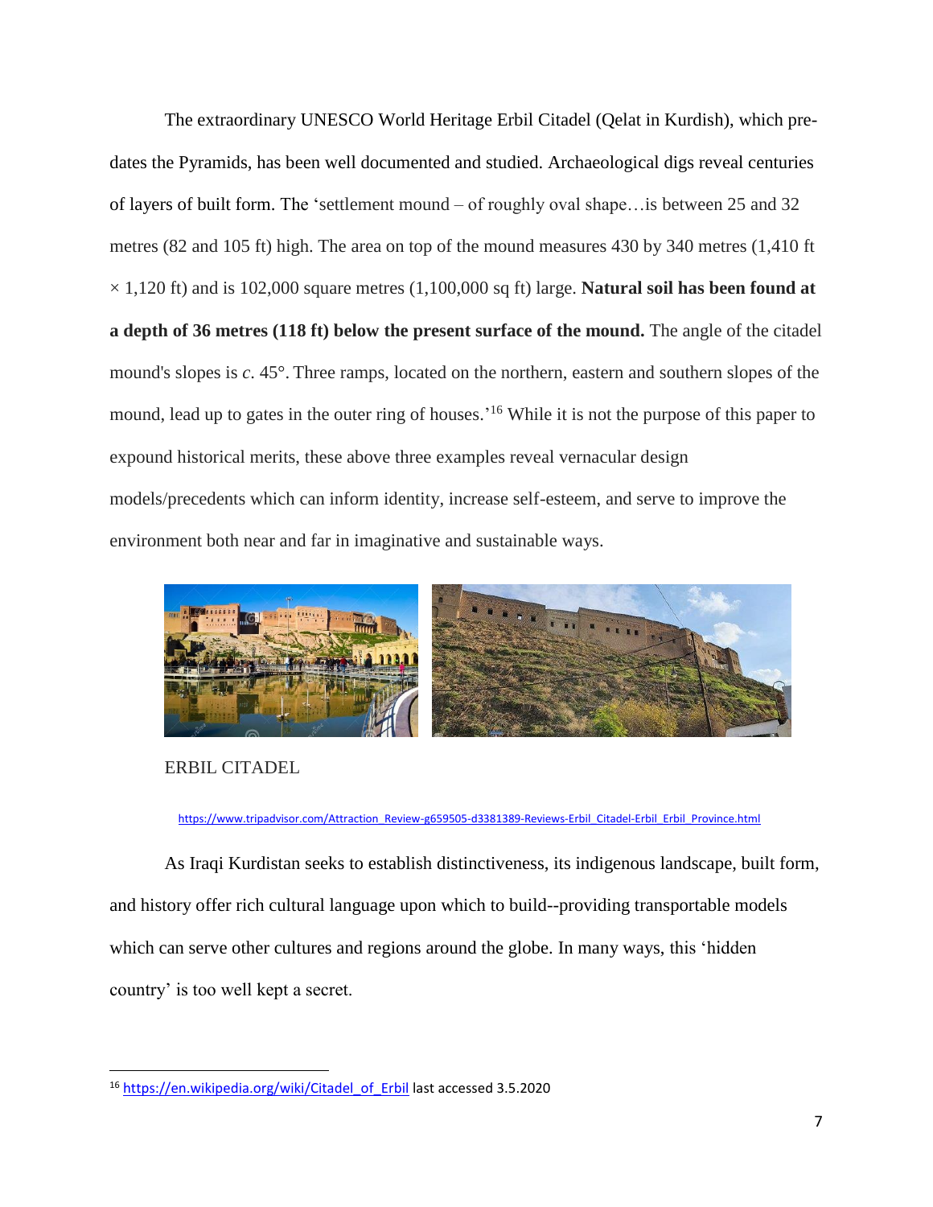The extraordinary UNESCO World Heritage Erbil Citadel (Qelat in Kurdish), which pre-dates the Pyramids, has been well documented and studied. Archaeological digs reveal centuries of layers of built form. The 'settlement mound – of roughly oval shape…is between 25 and 32 metres (82 and 105 ft) high. The area on top of the mound measures 430 by 340 metres (1,410 ft × 1,120 ft) and is 102,000 square metres (1,100,000 sq ft) large. **Natural soil has been found at a depth of 36 metres (118 ft) below the present surface of the mound.** The angle of the citadel mound's slopes is *c.* 45°. Three ramps, located on the northern, eastern and southern slopes of the mound, lead up to gates in the outer ring of houses.'[16] While it is not the purpose of this paper to expound historical merits, these above three examples reveal vernacular design models/precedents which can inform identity, increase self-esteem, and serve to improve the environment both near and far in imaginative and sustainable ways.

ERBIL CITADEL

https://www.tripadvisor.com/Attraction_Review-g659505-d3381389-Reviews-Erbil_Citadel-Erbil_Erbil_Province.html

As Iraqi Kurdistan seeks to establish distinctiveness, its indigenous landscape, built form, and history offer rich cultural language upon which to build--providing transportable models which can serve other cultures and regions around the globe. In many ways, this 'hidden country' is too well kept a secret.

---

[16] https://en.wikipedia.org/wiki/Citadel_of_Erbil last accessed 3.5.2020